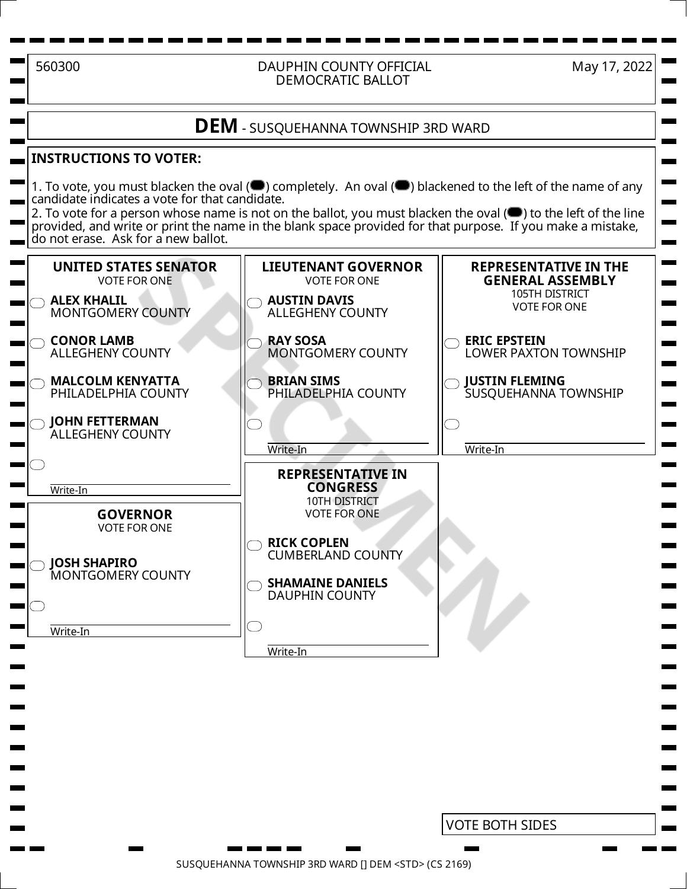560300

DAUPHIN COUNTY OFFICIAL
DEMOCRATIC BALLOT

May 17, 2022

## DEM - SUSQUEHANNA TOWNSHIP 3RD WARD

**INSTRUCTIONS TO VOTER:**

1. To vote, you must blacken the oval (⬬) completely. An oval (⬬) blackened to the left of the name of any candidate indicates a vote for that candidate.
2. To vote for a person whose name is not on the ballot, you must blacken the oval (⬬) to the left of the line provided, and write or print the name in the blank space provided for that purpose. If you make a mistake, do not erase. Ask for a new ballot.

### UNITED STATES SENATOR
VOTE FOR ONE

- ⬭ **ALEX KHALIL** MONTGOMERY COUNTY
- ⬭ **CONOR LAMB** ALLEGHENY COUNTY
- ⬭ **MALCOLM KENYATTA** PHILADELPHIA COUNTY
- ⬭ **JOHN FETTERMAN** ALLEGHENY COUNTY
- ⬭ ______________ Write-In

### GOVERNOR
VOTE FOR ONE

- ⬭ **JOSH SHAPIRO** MONTGOMERY COUNTY
- ⬭ ______________ Write-In

### LIEUTENANT GOVERNOR
VOTE FOR ONE

- ⬭ **AUSTIN DAVIS** ALLEGHENY COUNTY
- ⬭ **RAY SOSA** MONTGOMERY COUNTY
- ⬭ **BRIAN SIMS** PHILADELPHIA COUNTY
- ⬭ ______________ Write-In

### REPRESENTATIVE IN CONGRESS
10TH DISTRICT
VOTE FOR ONE

- ⬭ **RICK COPLEN** CUMBERLAND COUNTY
- ⬭ **SHAMAINE DANIELS** DAUPHIN COUNTY
- ⬭ ______________ Write-In

### REPRESENTATIVE IN THE GENERAL ASSEMBLY
105TH DISTRICT
VOTE FOR ONE

- ⬭ **ERIC EPSTEIN** LOWER PAXTON TOWNSHIP
- ⬭ **JUSTIN FLEMING** SUSQUEHANNA TOWNSHIP
- ⬭ ______________ Write-In

VOTE BOTH SIDES

SUSQUEHANNA TOWNSHIP 3RD WARD [] DEM <STD> (CS 2169)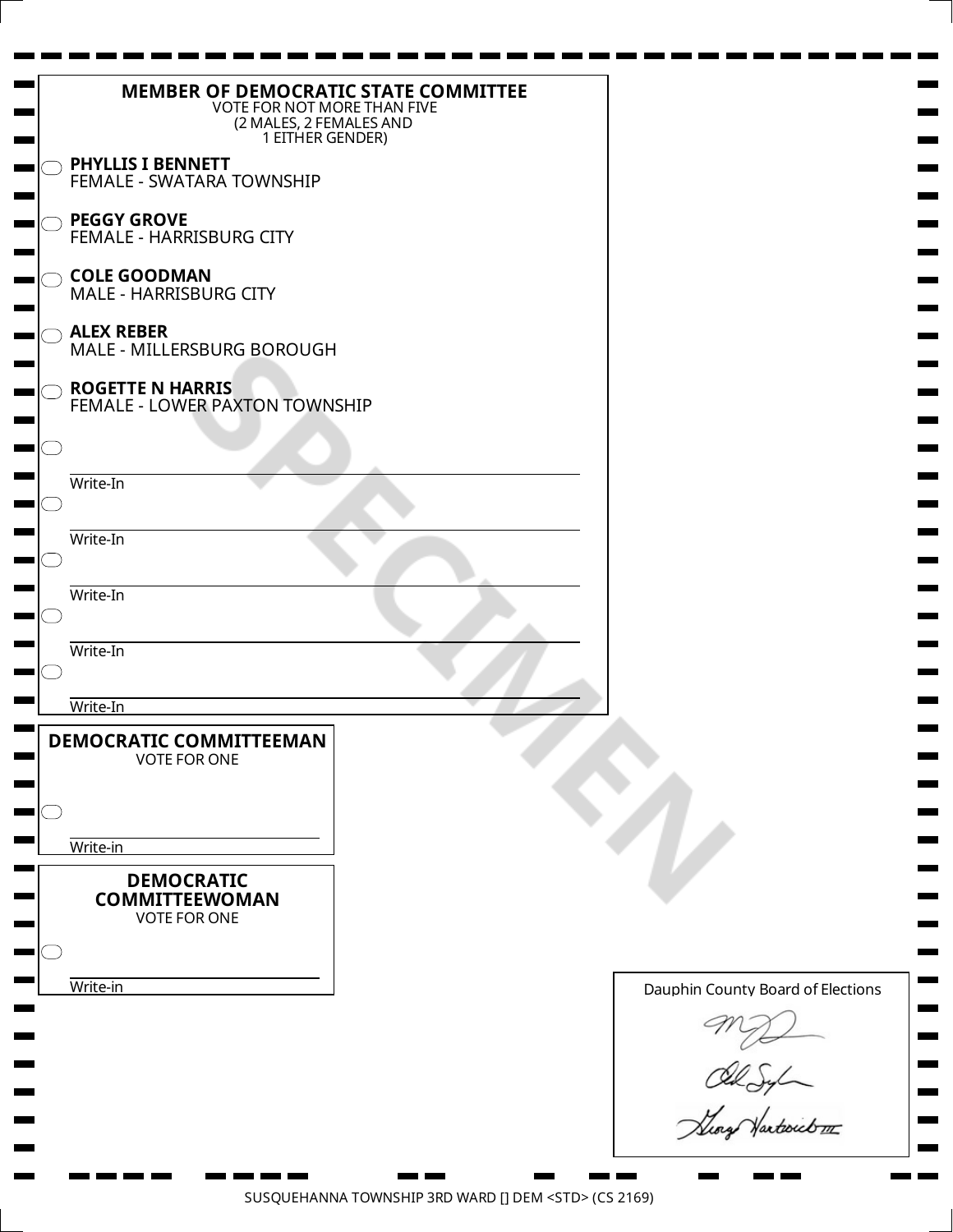## MEMBER OF DEMOCRATIC STATE COMMITTEE

VOTE FOR NOT MORE THAN FIVE
(2 MALES, 2 FEMALES AND
1 EITHER GENDER)

- ⬭ **PHYLLIS I BENNETT**
  FEMALE - SWATARA TOWNSHIP
- ⬭ **PEGGY GROVE**
  FEMALE - HARRISBURG CITY
- ⬭ **COLE GOODMAN**
  MALE - HARRISBURG CITY
- ⬭ **ALEX REBER**
  MALE - MILLERSBURG BOROUGH
- ⬭ **ROGETTE N HARRIS**
  FEMALE - LOWER PAXTON TOWNSHIP
- ⬭ Write-In
- ⬭ Write-In
- ⬭ Write-In
- ⬭ Write-In
- ⬭ Write-In

## DEMOCRATIC COMMITTEEMAN

VOTE FOR ONE

- ⬭ Write-in

## DEMOCRATIC COMMITTEEWOMAN

VOTE FOR ONE

- ⬭ Write-in

SPECIMEN

Dauphin County Board of Elections

SUSQUEHANNA TOWNSHIP 3RD WARD [] DEM <STD> (CS 2169)